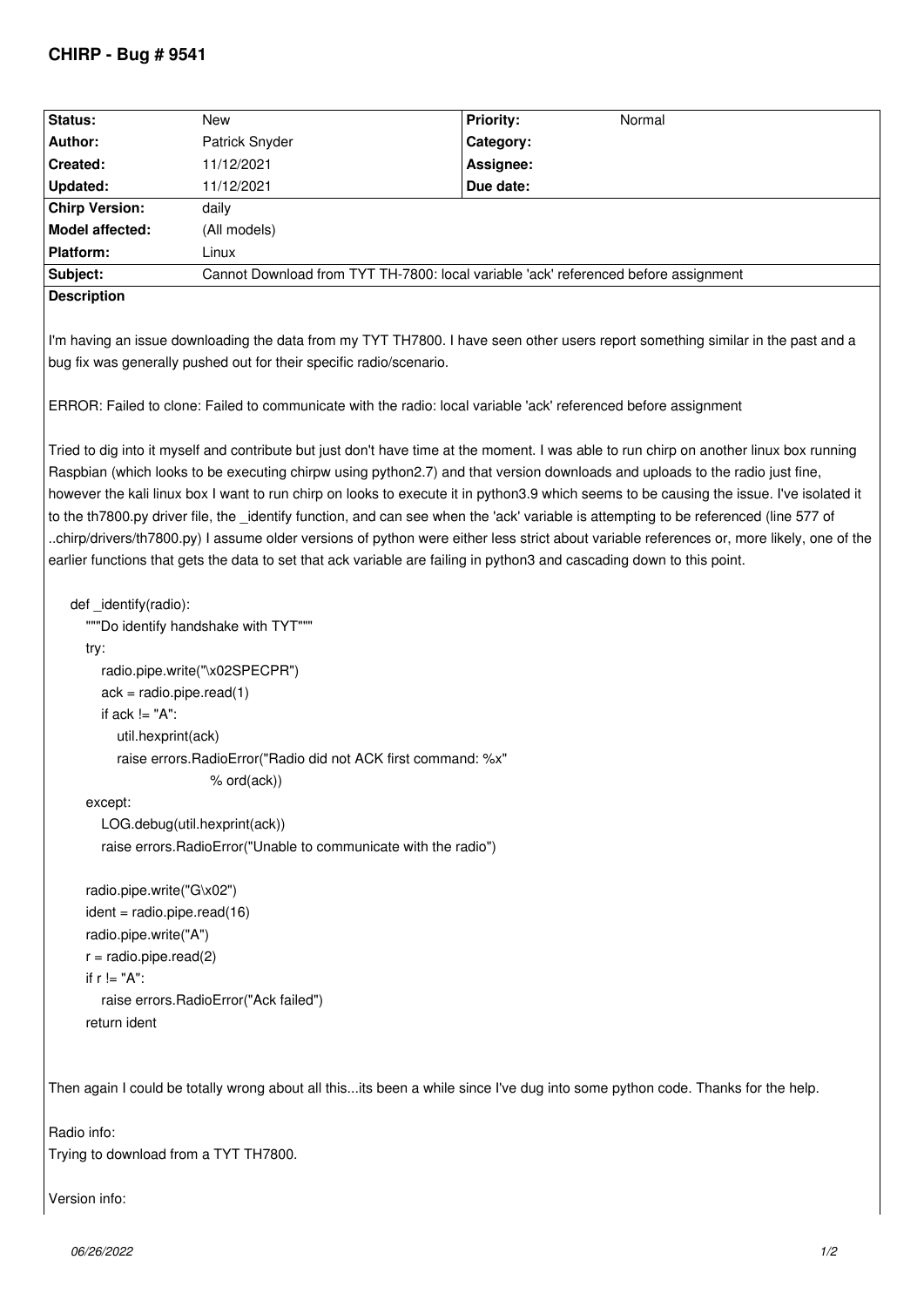# CHIRP - Bug # 9541

| Status: | New | Priority: | Normal |
|---|---|---|---|
| Author: | Patrick Snyder | Category: | |
| Created: | 11/12/2021 | Assignee: | |
| Updated: | 11/12/2021 | Due date: | |
| Chirp Version: | daily | | |
| Model affected: | (All models) | | |
| Platform: | Linux | | |
| Subject: | Cannot Download from TYT TH-7800: local variable 'ack' referenced before assignment | | |

**Description**

I'm having an issue downloading the data from my TYT TH7800. I have seen other users report something similar in the past and a bug fix was generally pushed out for their specific radio/scenario.

ERROR: Failed to clone: Failed to communicate with the radio: local variable 'ack' referenced before assignment

Tried to dig into it myself and contribute but just don't have time at the moment. I was able to run chirp on another linux box running Raspbian (which looks to be executing chirpw using python2.7) and that version downloads and uploads to the radio just fine, however the kali linux box I want to run chirp on looks to execute it in python3.9 which seems to be causing the issue. I've isolated it to the th7800.py driver file, the _identify function, and can see when the 'ack' variable is attempting to be referenced (line 577 of ..chirp/drivers/th7800.py) I assume older versions of python were either less strict about variable references or, more likely, one of the earlier functions that gets the data to set that ack variable are failing in python3 and cascading down to this point.

```
def _identify(radio):
    """Do identify handshake with TYT"""
    try:
        radio.pipe.write("\x02SPECPR")
        ack = radio.pipe.read(1)
        if ack != "A":
            util.hexprint(ack)
            raise errors.RadioError("Radio did not ACK first command: %x"
                                    % ord(ack))
    except:
        LOG.debug(util.hexprint(ack))
        raise errors.RadioError("Unable to communicate with the radio")

    radio.pipe.write("G\x02")
    ident = radio.pipe.read(16)
    radio.pipe.write("A")
    r = radio.pipe.read(2)
    if r != "A":
        raise errors.RadioError("Ack failed")
    return ident
```

Then again I could be totally wrong about all this...its been a while since I've dug into some python code. Thanks for the help.

Radio info:
Trying to download from a TYT TH7800.

Version info: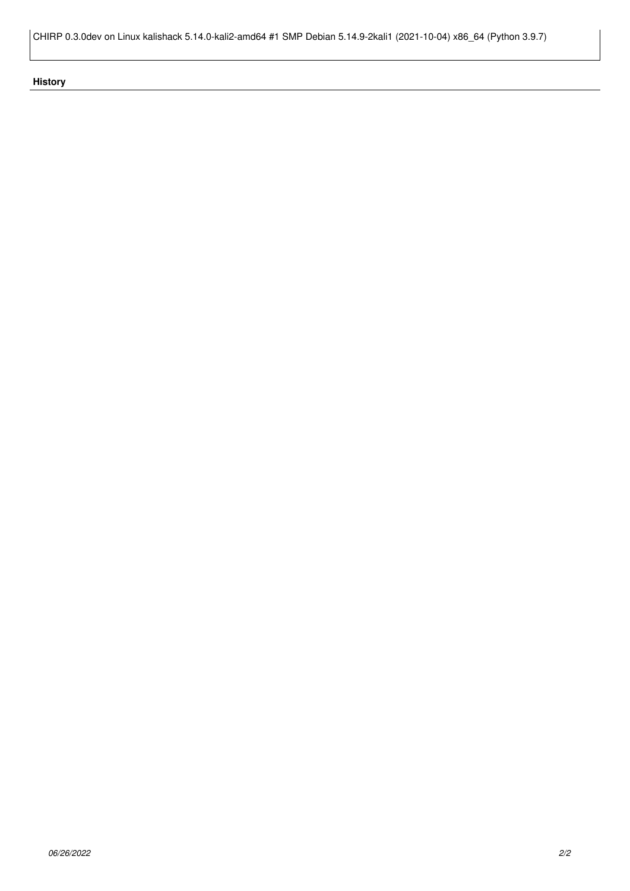CHIRP 0.3.0dev on Linux kalishack 5.14.0-kali2-amd64 #1 SMP Debian 5.14.9-2kali1 (2021-10-04) x86_64 (Python 3.9.7)

**History**